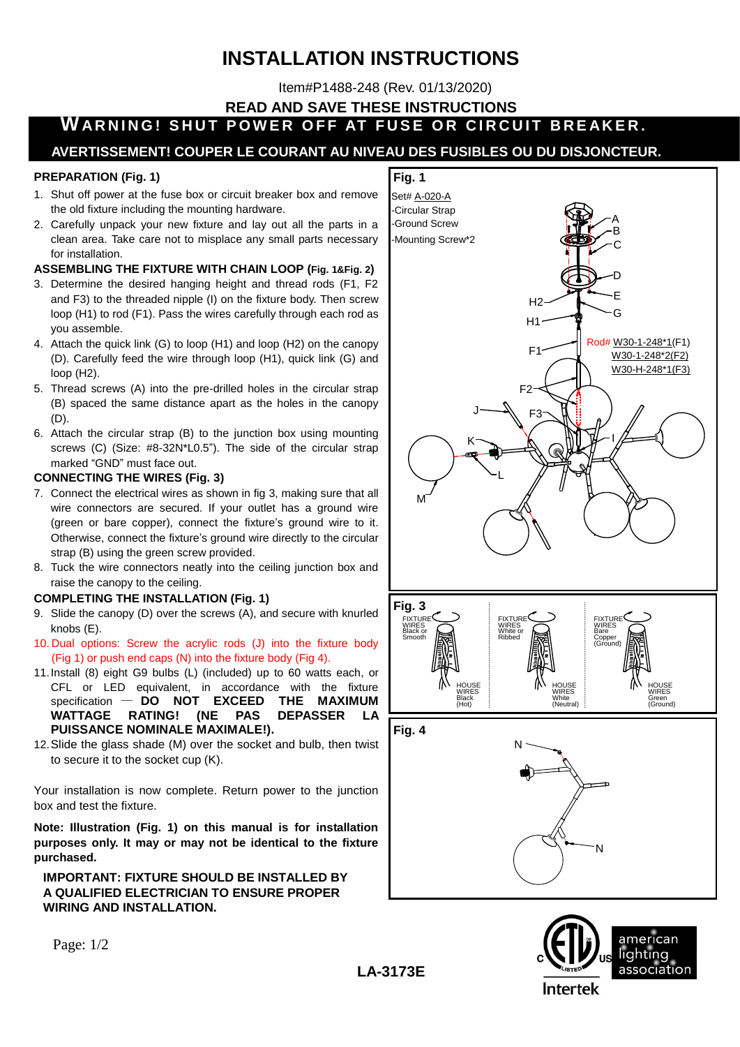# INSTALLATION INSTRUCTIONS

Item#P1488-248 (Rev. 01/13/2020)

**READ AND SAVE THESE INSTRUCTIONS**

**WARNING! SHUT POWER OFF AT FUSE OR CIRCUIT BREAKER.**

**AVERTISSEMENT! COUPER LE COURANT AU NIVEAU DES FUSIBLES OU DU DISJONCTEUR.**

### PREPARATION (Fig. 1)

1. Shut off power at the fuse box or circuit breaker box and remove the old fixture including the mounting hardware.
2. Carefully unpack your new fixture and lay out all the parts in a clean area. Take care not to misplace any small parts necessary for installation.

### ASSEMBLING THE FIXTURE WITH CHAIN LOOP (Fig. 1&Fig. 2)

3. Determine the desired hanging height and thread rods (F1, F2 and F3) to the threaded nipple (I) on the fixture body. Then screw loop (H1) to rod (F1). Pass the wires carefully through each rod as you assemble.
4. Attach the quick link (G) to loop (H1) and loop (H2) on the canopy (D). Carefully feed the wire through loop (H1), quick link (G) and loop (H2).
5. Thread screws (A) into the pre-drilled holes in the circular strap (B) spaced the same distance apart as the holes in the canopy (D).
6. Attach the circular strap (B) to the junction box using mounting screws (C) (Size: #8-32N*L0.5"). The side of the circular strap marked "GND" must face out.

### CONNECTING THE WIRES (Fig. 3)

7. Connect the electrical wires as shown in fig 3, making sure that all wire connectors are secured. If your outlet has a ground wire (green or bare copper), connect the fixture's ground wire to it. Otherwise, connect the fixture's ground wire directly to the circular strap (B) using the green screw provided.
8. Tuck the wire connectors neatly into the ceiling junction box and raise the canopy to the ceiling.

### COMPLETING THE INSTALLATION (Fig. 1)

9. Slide the canopy (D) over the screws (A), and secure with knurled knobs (E).
10. Dual options: Screw the acrylic rods (J) into the fixture body (Fig 1) or push end caps (N) into the fixture body (Fig 4).
11. Install (8) eight G9 bulbs (L) (included) up to 60 watts each, or CFL or LED equivalent, in accordance with the fixture specification — **DO NOT EXCEED THE MAXIMUM WATTAGE RATING! (NE PAS DEPASSER LA PUISSANCE NOMINALE MAXIMALE!).**
12. Slide the glass shade (M) over the socket and bulb, then twist to secure it to the socket cup (K).

Your installation is now complete. Return power to the junction box and test the fixture.

**Note: Illustration (Fig. 1) on this manual is for installation purposes only. It may or may not be identical to the fixture purchased.**

**IMPORTANT: FIXTURE SHOULD BE INSTALLED BY A QUALIFIED ELECTRICIAN TO ENSURE PROPER WIRING AND INSTALLATION.**

**Fig. 1**

Set# A-020-A
- Circular Strap
- Ground Screw
- Mounting Screw*2

Rod# W30-1-248*1(F1)
W30-1-248*2(F2)
W30-H-248*1(F3)

**Fig. 3**

| FIXTURE WIRES | HOUSE WIRES |
|---|---|
| Black or Smooth | Black (Hot) |
| White or Ribbed | White (Neutral) |
| Bare Copper (Ground) | Green (Ground) |

**Fig. 4**

**LA-3173E**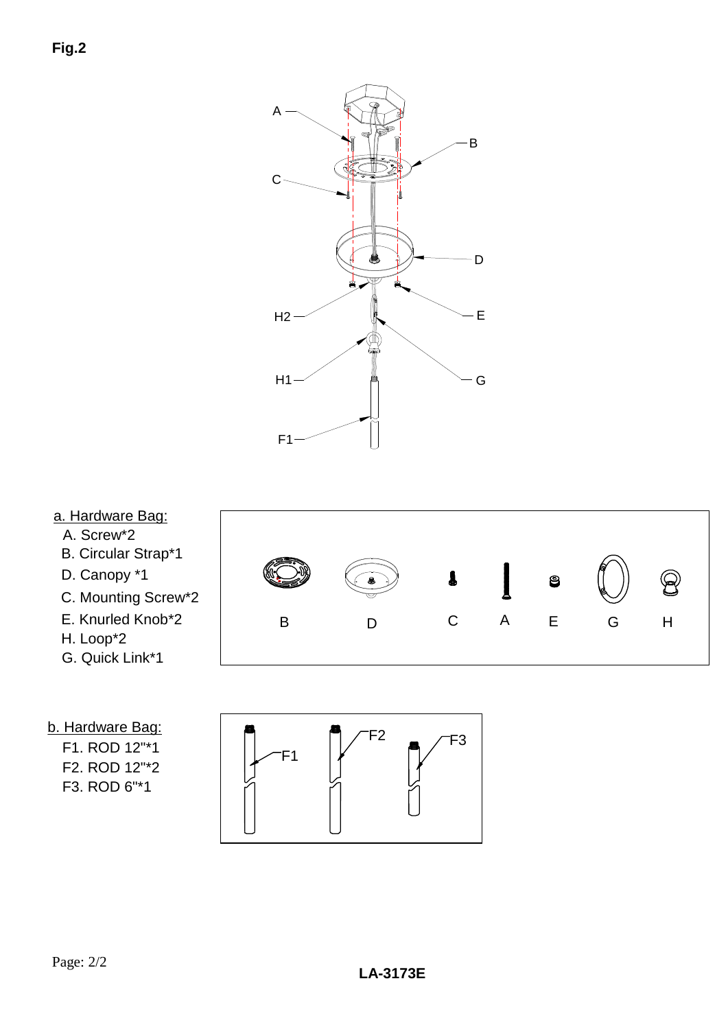**Fig.2**

A
B
C
D
H2
E
H1
G
F1

a. Hardware Bag:

- A. Screw*2
- B. Circular Strap*1
- D. Canopy *1
- C. Mounting Screw*2
- E. Knurled Knob*2
- H. Loop*2
- G. Quick Link*1

B D C A E G H

b. Hardware Bag:

- F1. ROD 12"*1
- F2. ROD 12"*2
- F3. ROD 6"*1

F1 F2 F3

**LA-3173E**